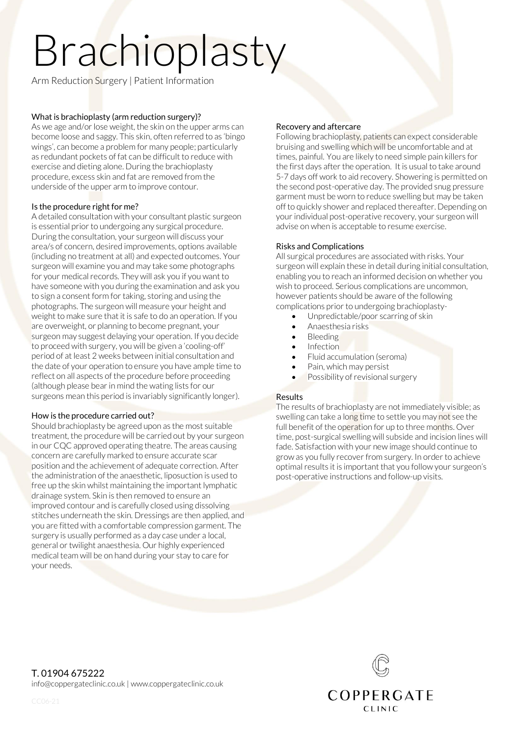# Brachioplasty

Arm Reduction Surgery | Patient Information

### What is brachioplasty (arm reduction surgery)?

As we age and/or lose weight, the skin on the upper arms can become loose and saggy. This skin, often referred to as 'bingo wings', can become a problem for many people; particularly as redundant pockets of fat can be difficult to reduce with exercise and dieting alone. During the brachioplasty procedure, excess skin and fat are removed from the underside of the upper arm to improve contour.

### Is the procedure right for me?

A detailed consultation with your consultant plastic surgeon is essential prior to undergoing any surgical procedure. During the consultation, your surgeon will discuss your area/s of concern, desired improvements, options available (including no treatment at all) and expected outcomes. Your surgeon will examine you and may take some photographs for your medical records. They will ask you if you want to have someone with you during the examination and ask you to sign a consent form for taking, storing and using the photographs. The surgeon will measure your height and weight to make sure that it is safe to do an operation. If you are overweight, or planning to become pregnant, your surgeon may suggest delaying your operation. If you decide to proceed with surgery, you will be given a 'cooling-off' period of at least 2 weeks between initial consultation and the date of your operation to ensure you have ample time to reflect on all aspects of the procedure before proceeding (although please bear in mind the wating lists for our surgeons mean this period is invariably significantly longer).

### How is the procedure carried out?

Should brachioplasty be agreed upon as the most suitable treatment, the procedure will be carried out by your surgeon in our CQC approved operating theatre. The areas causing concern are carefully marked to ensure accurate scar position and the achievement of adequate correction. After the administration of the anaesthetic, liposuction is used to free up the skin whilst maintaining the important lymphatic drainage system. Skin is then removed to ensure an improved contour and is carefully closed using dissolving stitches underneath the skin. Dressings are then applied, and you are fitted with a comfortable compression garment. The surgery is usually performed as a day case under a local, general or twilight anaesthesia. Our highly experienced medical team will be on hand during your stay to care for your needs.

### Recovery and aftercare

Following brachioplasty, patients can expect considerable bruising and swelling which will be uncomfortable and at times, painful. You are likely to need simple pain killers for the first days after the operation. It is usual to take around 5-7 days off work to aid recovery. Showering is permitted on the second post-operative day. The provided snug pressure garment must be worn to reduce swelling but may be taken off to quickly shower and replaced thereafter. Depending on your individual post-operative recovery, your surgeon will advise on when is acceptable to resume exercise.

### Risks and Complications

All surgical procedures are associated with risks. Your surgeon will explain these in detail during initial consultation, enabling you to reach an informed decision on whether you wish to proceed. Serious complications are uncommon, however patients should be aware of the following complications prior to undergoing brachioplasty-

- Unpredictable/poor scarring of skin
- Anaesthesia risks
- Bleeding
- Infection
- Fluid accumulation (seroma)
- Pain, which may persist
- Possibility of revisional surgery

### Results

The results of brachioplasty are not immediately visible; as swelling can take a long time to settle you may not see the full benefit of the operation for up to three months. Over time, post-surgical swelling will subside and incision lines will fade. Satisfaction with your new image should continue to grow as you fully recover from surgery. In order to achieve optimal results it is important that you follow your surgeon's post-operative instructions and follow-up visits.

T. 01904 675222
info@coppergateclinic.co.uk | www.coppergateclinic.co.uk

CC06-21

COPPERGATE CLINIC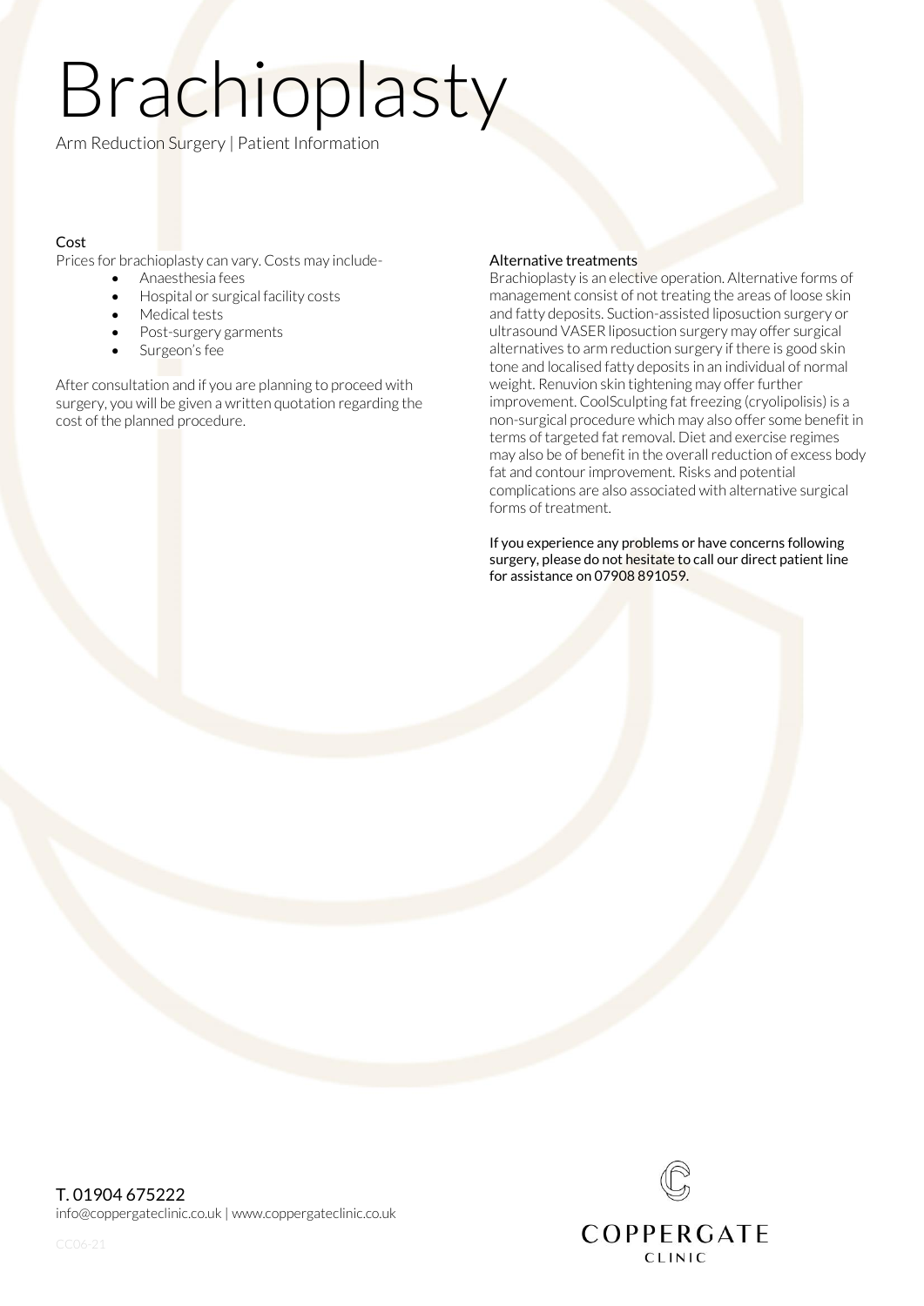# Brachioplasty

Arm Reduction Surgery | Patient Information

## Cost

Prices for brachioplasty can vary. Costs may include-

- Anaesthesia fees
- Hospital or surgical facility costs
- Medical tests
- Post-surgery garments
- Surgeon's fee

After consultation and if you are planning to proceed with surgery, you will be given a written quotation regarding the cost of the planned procedure.

## Alternative treatments

Brachioplasty is an elective operation. Alternative forms of management consist of not treating the areas of loose skin and fatty deposits. Suction-assisted liposuction surgery or ultrasound VASER liposuction surgery may offer surgical alternatives to arm reduction surgery if there is good skin tone and localised fatty deposits in an individual of normal weight. Renuvion skin tightening may offer further improvement. CoolSculpting fat freezing (cryolipolisis) is a non-surgical procedure which may also offer some benefit in terms of targeted fat removal. Diet and exercise regimes may also be of benefit in the overall reduction of excess body fat and contour improvement. Risks and potential complications are also associated with alternative surgical forms of treatment.

If you experience any problems or have concerns following surgery, please do not hesitate to call our direct patient line for assistance on 07908 891059.

T. 01904 675222
info@coppergateclinic.co.uk | www.coppergateclinic.co.uk

CC06-21

COPPERGATE CLINIC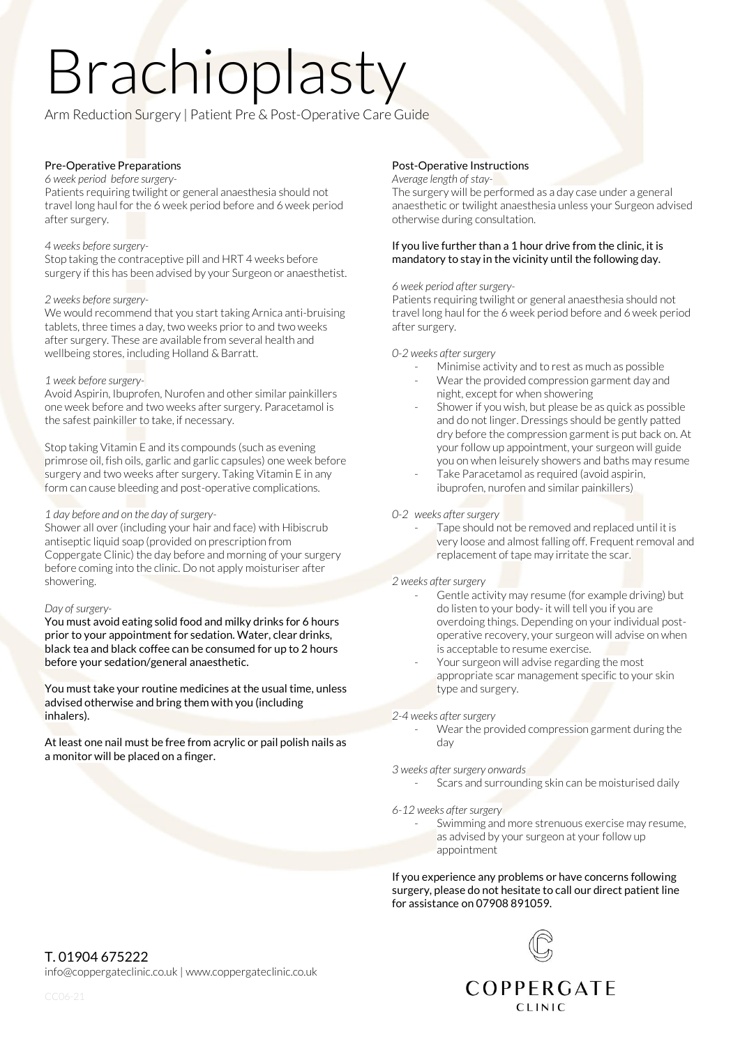# Brachioplasty

Arm Reduction Surgery | Patient Pre & Post-Operative Care Guide

## Pre-Operative Preparations

*6 week period before surgery-*

Patients requiring twilight or general anaesthesia should not travel long haul for the 6 week period before and 6 week period after surgery.

*4 weeks before surgery-*

Stop taking the contraceptive pill and HRT 4 weeks before surgery if this has been advised by your Surgeon or anaesthetist.

*2 weeks before surgery-*

We would recommend that you start taking Arnica anti-bruising tablets, three times a day, two weeks prior to and two weeks after surgery. These are available from several health and wellbeing stores, including Holland & Barratt.

*1 week before surgery-*

Avoid Aspirin, Ibuprofen, Nurofen and other similar painkillers one week before and two weeks after surgery. Paracetamol is the safest painkiller to take, if necessary.

Stop taking Vitamin E and its compounds (such as evening primrose oil, fish oils, garlic and garlic capsules) one week before surgery and two weeks after surgery. Taking Vitamin E in any form can cause bleeding and post-operative complications.

*1 day before and on the day of surgery-*

Shower all over (including your hair and face) with Hibiscrub antiseptic liquid soap (provided on prescription from Coppergate Clinic) the day before and morning of your surgery before coming into the clinic. Do not apply moisturiser after showering.

*Day of surgery-*

You must avoid eating solid food and milky drinks for 6 hours prior to your appointment for sedation. Water, clear drinks, black tea and black coffee can be consumed for up to 2 hours before your sedation/general anaesthetic.

You must take your routine medicines at the usual time, unless advised otherwise and bring them with you (including inhalers).

At least one nail must be free from acrylic or pail polish nails as a monitor will be placed on a finger.

## Post-Operative Instructions

*Average length of stay-*

The surgery will be performed as a day case under a general anaesthetic or twilight anaesthesia unless your Surgeon advised otherwise during consultation.

If you live further than a 1 hour drive from the clinic, it is mandatory to stay in the vicinity until the following day.

*6 week period after surgery-*

Patients requiring twilight or general anaesthesia should not travel long haul for the 6 week period before and 6 week period after surgery.

*0-2 weeks after surgery*

- Minimise activity and to rest as much as possible
- Wear the provided compression garment day and night, except for when showering
- Shower if you wish, but please be as quick as possible and do not linger. Dressings should be gently patted dry before the compression garment is put back on. At your follow up appointment, your surgeon will guide you on when leisurely showers and baths may resume
- Take Paracetamol as required (avoid aspirin, ibuprofen, nurofen and similar painkillers)

*0-2 weeks after surgery*

- Tape should not be removed and replaced until it is very loose and almost falling off. Frequent removal and replacement of tape may irritate the scar.

*2 weeks after surgery*

- Gentle activity may resume (for example driving) but do listen to your body- it will tell you if you are overdoing things. Depending on your individual post-operative recovery, your surgeon will advise on when is acceptable to resume exercise.
- Your surgeon will advise regarding the most appropriate scar management specific to your skin type and surgery.

*2-4 weeks after surgery*

- Wear the provided compression garment during the day

*3 weeks after surgery onwards*

- Scars and surrounding skin can be moisturised daily

*6-12 weeks after surgery*

- Swimming and more strenuous exercise may resume, as advised by your surgeon at your follow up appointment

If you experience any problems or have concerns following surgery, please do not hesitate to call our direct patient line for assistance on 07908 891059.

T. 01904 675222

info@coppergateclinic.co.uk | www.coppergateclinic.co.uk

CC06-21

COPPERGATE CLINIC